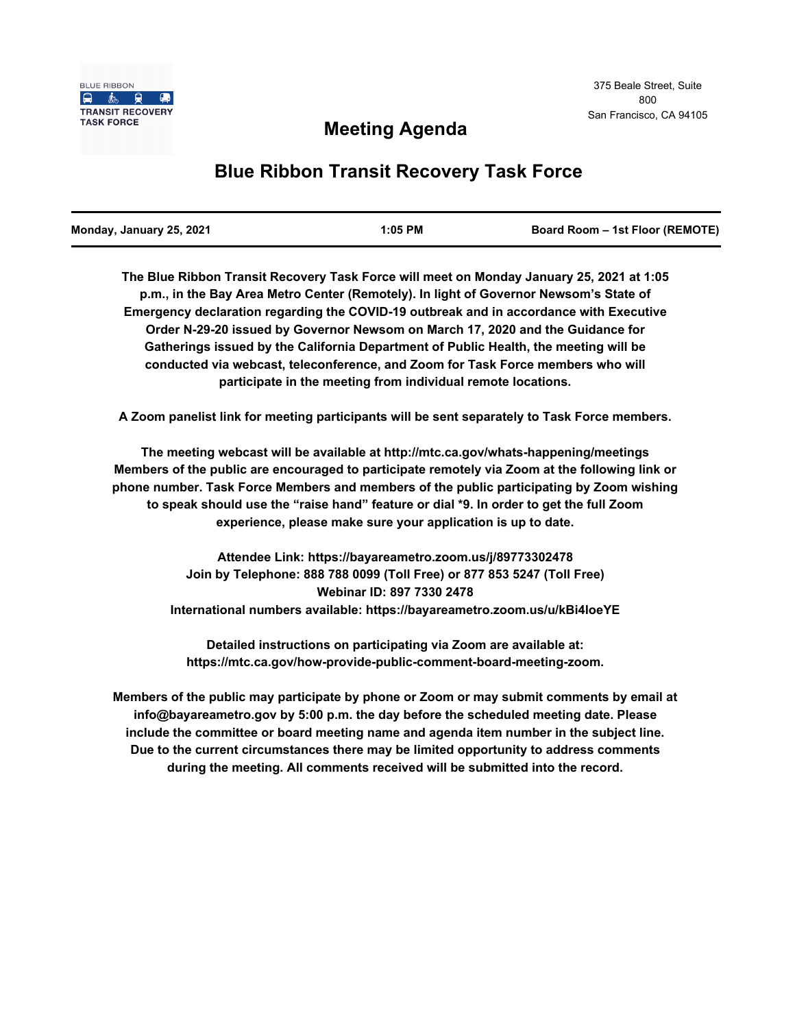BLUE RIBBON
TRANSIT RECOVERY TASK FORCE

375 Beale Street, Suite 800
San Francisco, CA 94105

# Meeting Agenda

# Blue Ribbon Transit Recovery Task Force

| Monday, January 25, 2021 | 1:05 PM | Board Room – 1st Floor (REMOTE) |
|---|---|---|

**The Blue Ribbon Transit Recovery Task Force will meet on Monday January 25, 2021 at 1:05 p.m., in the Bay Area Metro Center (Remotely). In light of Governor Newsom's State of Emergency declaration regarding the COVID-19 outbreak and in accordance with Executive Order N-29-20 issued by Governor Newsom on March 17, 2020 and the Guidance for Gatherings issued by the California Department of Public Health, the meeting will be conducted via webcast, teleconference, and Zoom for Task Force members who will participate in the meeting from individual remote locations.**

**A Zoom panelist link for meeting participants will be sent separately to Task Force members.**

**The meeting webcast will be available at http://mtc.ca.gov/whats-happening/meetings Members of the public are encouraged to participate remotely via Zoom at the following link or phone number. Task Force Members and members of the public participating by Zoom wishing to speak should use the "raise hand" feature or dial *9. In order to get the full Zoom experience, please make sure your application is up to date.**

**Attendee Link: https://bayareametro.zoom.us/j/89773302478**
**Join by Telephone: 888 788 0099 (Toll Free) or 877 853 5247 (Toll Free)**
**Webinar ID: 897 7330 2478**
**International numbers available: https://bayareametro.zoom.us/u/kBi4loeYE**

**Detailed instructions on participating via Zoom are available at: https://mtc.ca.gov/how-provide-public-comment-board-meeting-zoom.**

**Members of the public may participate by phone or Zoom or may submit comments by email at info@bayareametro.gov by 5:00 p.m. the day before the scheduled meeting date. Please include the committee or board meeting name and agenda item number in the subject line. Due to the current circumstances there may be limited opportunity to address comments during the meeting. All comments received will be submitted into the record.**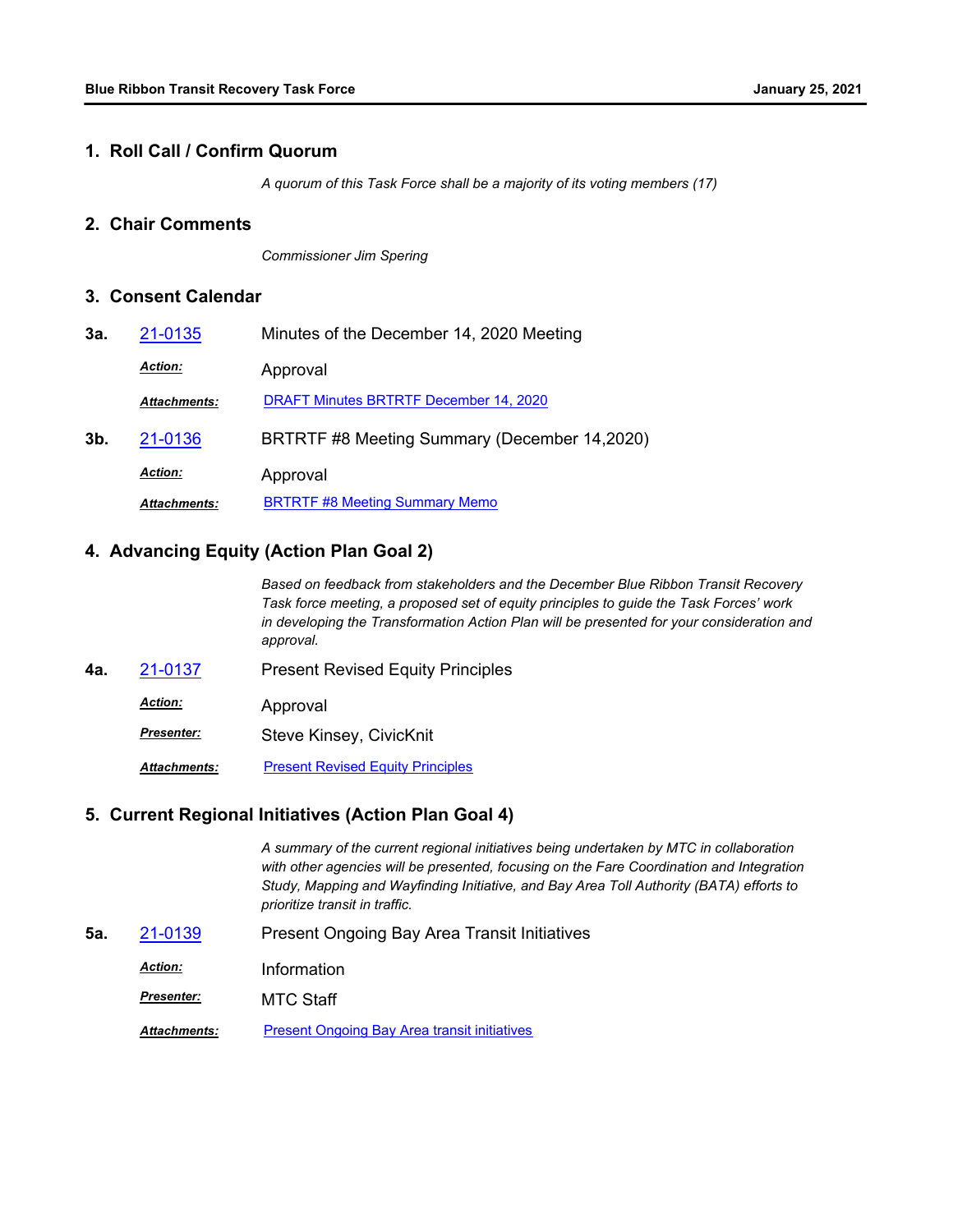## 1. Roll Call / Confirm Quorum

*A quorum of this Task Force shall be a majority of its voting members (17)*

## 2. Chair Comments

*Commissioner Jim Spering*

## 3. Consent Calendar

**3a.** 21-0135 Minutes of the December 14, 2020 Meeting

***Action:*** Approval

***Attachments:*** DRAFT Minutes BRTRTF December 14, 2020

**3b.** 21-0136 BRTRTF #8 Meeting Summary (December 14,2020)

***Action:*** Approval

***Attachments:*** BRTRTF #8 Meeting Summary Memo

## 4. Advancing Equity (Action Plan Goal 2)

*Based on feedback from stakeholders and the December Blue Ribbon Transit Recovery Task force meeting, a proposed set of equity principles to guide the Task Forces' work in developing the Transformation Action Plan will be presented for your consideration and approval.*

**4a.** 21-0137 Present Revised Equity Principles

***Action:*** Approval

***Presenter:*** Steve Kinsey, CivicKnit

***Attachments:*** Present Revised Equity Principles

## 5. Current Regional Initiatives (Action Plan Goal 4)

*A summary of the current regional initiatives being undertaken by MTC in collaboration with other agencies will be presented, focusing on the Fare Coordination and Integration Study, Mapping and Wayfinding Initiative, and Bay Area Toll Authority (BATA) efforts to prioritize transit in traffic.*

**5a.** 21-0139 Present Ongoing Bay Area Transit Initiatives

***Action:*** Information

***Presenter:*** MTC Staff

***Attachments:*** Present Ongoing Bay Area transit initiatives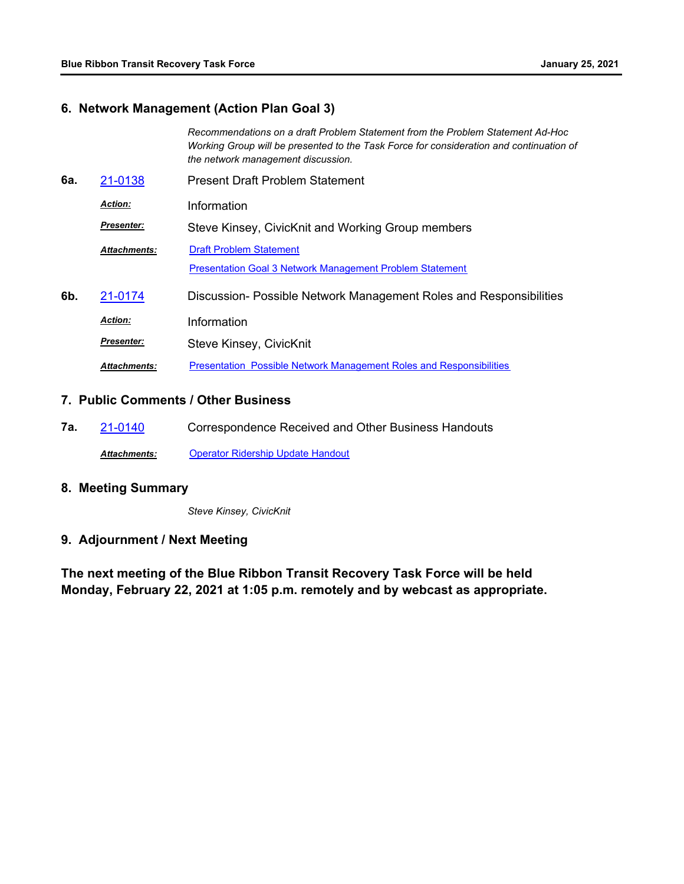## 6. Network Management (Action Plan Goal 3)

*Recommendations on a draft Problem Statement from the Problem Statement Ad-Hoc Working Group will be presented to the Task Force for consideration and continuation of the network management discussion.*

**6a.** 21-0138 Present Draft Problem Statement

***Action:*** Information

***Presenter:*** Steve Kinsey, CivicKnit and Working Group members

***Attachments:*** Draft Problem Statement
Presentation Goal 3 Network Management Problem Statement

**6b.** 21-0174 Discussion- Possible Network Management Roles and Responsibilities

***Action:*** Information

***Presenter:*** Steve Kinsey, CivicKnit

***Attachments:*** Presentation Possible Network Management Roles and Responsibilities

## 7. Public Comments / Other Business

**7a.** 21-0140 Correspondence Received and Other Business Handouts

***Attachments:*** Operator Ridership Update Handout

## 8. Meeting Summary

*Steve Kinsey, CivicKnit*

## 9. Adjournment / Next Meeting

**The next meeting of the Blue Ribbon Transit Recovery Task Force will be held Monday, February 22, 2021 at 1:05 p.m. remotely and by webcast as appropriate.**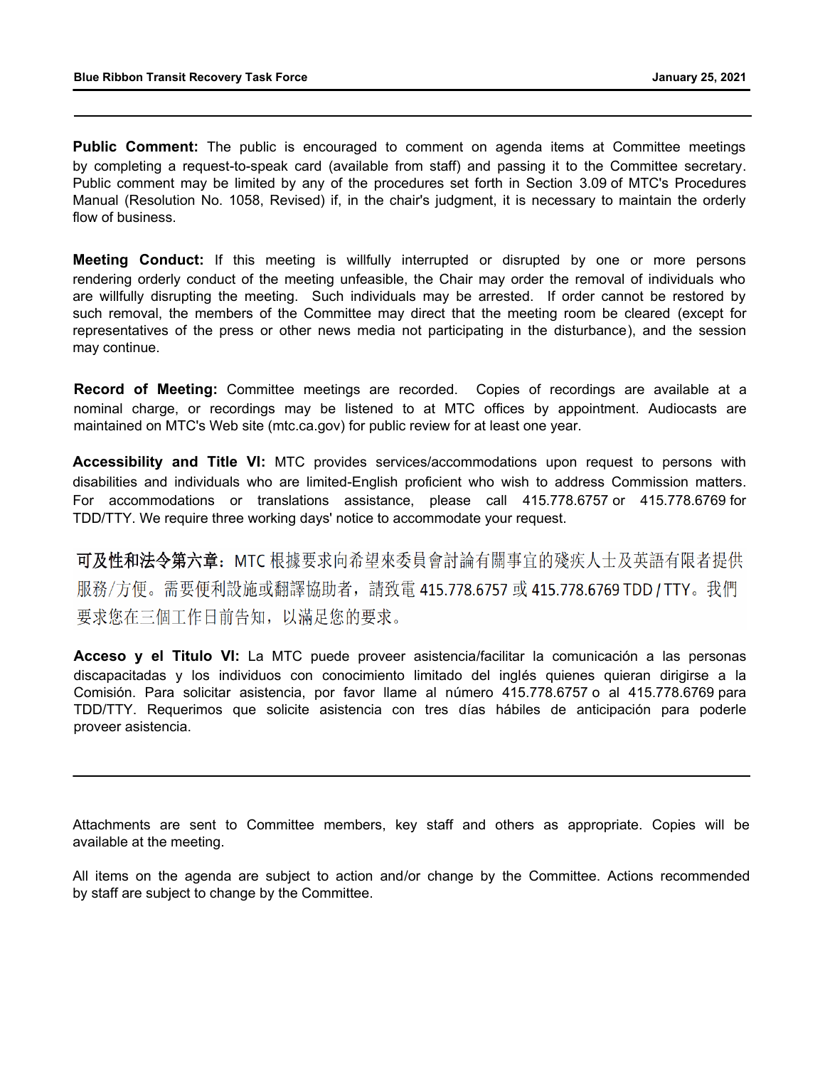**Public Comment:** The public is encouraged to comment on agenda items at Committee meetings by completing a request-to-speak card (available from staff) and passing it to the Committee secretary. Public comment may be limited by any of the procedures set forth in Section 3.09 of MTC's Procedures Manual (Resolution No. 1058, Revised) if, in the chair's judgment, it is necessary to maintain the orderly flow of business.

**Meeting Conduct:** If this meeting is willfully interrupted or disrupted by one or more persons rendering orderly conduct of the meeting unfeasible, the Chair may order the removal of individuals who are willfully disrupting the meeting. Such individuals may be arrested. If order cannot be restored by such removal, the members of the Committee may direct that the meeting room be cleared (except for representatives of the press or other news media not participating in the disturbance), and the session may continue.

**Record of Meeting:** Committee meetings are recorded. Copies of recordings are available at a nominal charge, or recordings may be listened to at MTC offices by appointment. Audiocasts are maintained on MTC's Web site (mtc.ca.gov) for public review for at least one year.

**Accessibility and Title VI:** MTC provides services/accommodations upon request to persons with disabilities and individuals who are limited-English proficient who wish to address Commission matters. For accommodations or translations assistance, please call 415.778.6757 or 415.778.6769 for TDD/TTY. We require three working days' notice to accommodate your request.

**可及性和法令第六章**：MTC 根據要求向希望來委員會討論有關事宜的殘疾人士及英語有限者提供服務/方便。需要便利設施或翻譯協助者，請致電 415.778.6757 或 415.778.6769 TDD / TTY。我們要求您在三個工作日前告知，以滿足您的要求。

**Acceso y el Titulo VI:** La MTC puede proveer asistencia/facilitar la comunicación a las personas discapacitadas y los individuos con conocimiento limitado del inglés quienes quieran dirigirse a la Comisión. Para solicitar asistencia, por favor llame al número 415.778.6757 o al 415.778.6769 para TDD/TTY. Requerimos que solicite asistencia con tres días hábiles de anticipación para poderle proveer asistencia.

---

Attachments are sent to Committee members, key staff and others as appropriate. Copies will be available at the meeting.

All items on the agenda are subject to action and/or change by the Committee. Actions recommended by staff are subject to change by the Committee.